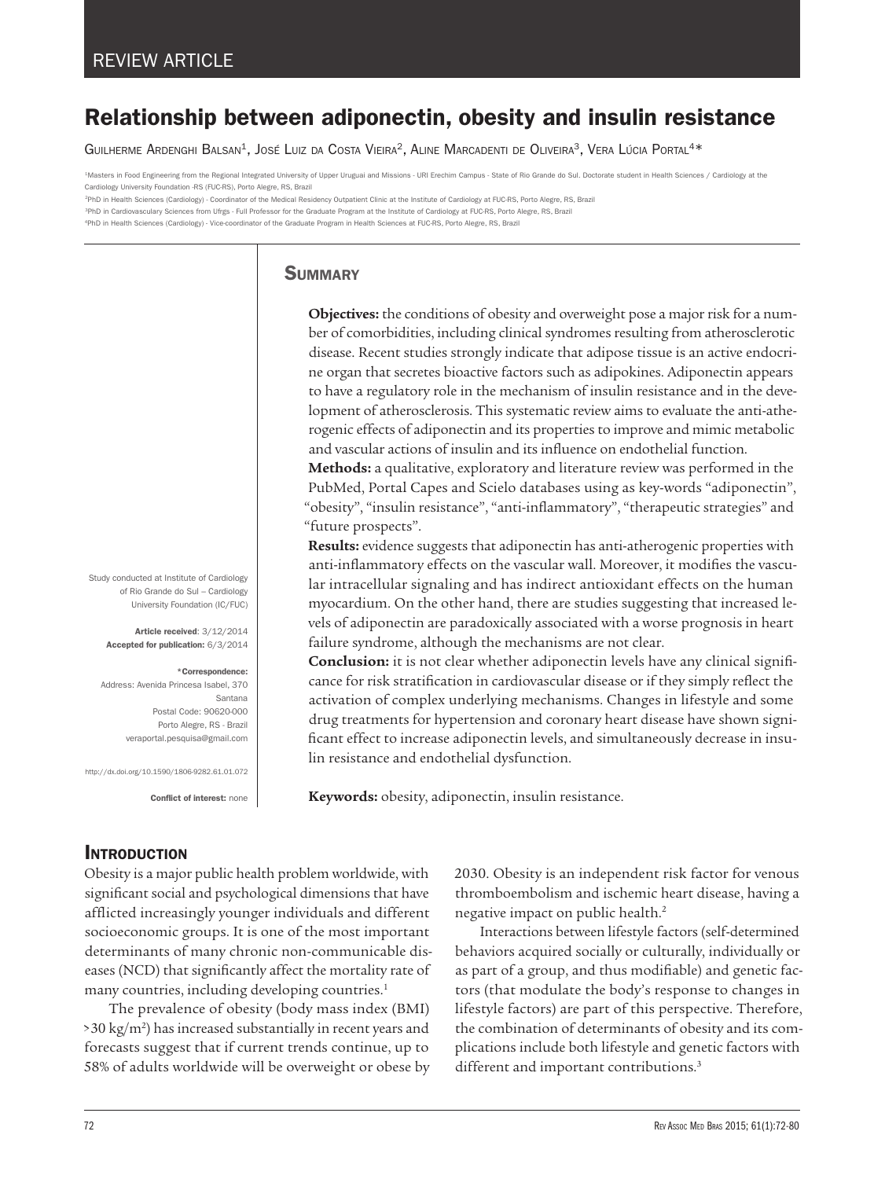REVIEW ARTICLE

# Relationship between adiponectin, obesity and insulin resistance

Guilherme Ardenghi Balsan[1], José Luiz da Costa Vieira[2], Aline Marcadenti de Oliveira[3], Vera Lúcia Portal[4]*

[1]Masters in Food Engineering from the Regional Integrated University of Upper Uruguai and Missions - URI Erechim Campus - State of Rio Grande do Sul. Doctorate student in Health Sciences / Cardiology at the Cardiology University Foundation -RS (FUC-RS), Porto Alegre, RS, Brazil

[2]PhD in Health Sciences (Cardiology) - Coordinator of the Medical Residency Outpatient Clinic at the Institute of Cardiology at FUC-RS, Porto Alegre, RS, Brazil

[3]PhD in Cardiovasculary Sciences from Ufrgs - Full Professor for the Graduate Program at the Institute of Cardiology at FUC-RS, Porto Alegre, RS, Brazil

[4]PhD in Health Sciences (Cardiology) - Vice-coordinator of the Graduate Program in Health Sciences at FUC-RS, Porto Alegre, RS, Brazil

Study conducted at Institute of Cardiology of Rio Grande do Sul – Cardiology University Foundation (IC/FUC)

**Article received**: 3/12/2014
**Accepted for publication:** 6/3/2014

**\*Correspondence:**
Address: Avenida Princesa Isabel, 370
Santana
Postal Code: 90620-000
Porto Alegre, RS - Brazil
veraportal.pesquisa@gmail.com

http://dx.doi.org/10.1590/1806-9282.61.01.072

**Conflict of interest:** none

## Summary

**Objectives:** the conditions of obesity and overweight pose a major risk for a number of comorbidities, including clinical syndromes resulting from atherosclerotic disease. Recent studies strongly indicate that adipose tissue is an active endocrine organ that secretes bioactive factors such as adipokines. Adiponectin appears to have a regulatory role in the mechanism of insulin resistance and in the development of atherosclerosis. This systematic review aims to evaluate the anti-atherogenic effects of adiponectin and its properties to improve and mimic metabolic and vascular actions of insulin and its influence on endothelial function.

**Methods:** a qualitative, exploratory and literature review was performed in the PubMed, Portal Capes and Scielo databases using as key-words "adiponectin", "obesity", "insulin resistance", "anti-inflammatory", "therapeutic strategies" and "future prospects".

**Results:** evidence suggests that adiponectin has anti-atherogenic properties with anti-inflammatory effects on the vascular wall. Moreover, it modifies the vascular intracellular signaling and has indirect antioxidant effects on the human myocardium. On the other hand, there are studies suggesting that increased levels of adiponectin are paradoxically associated with a worse prognosis in heart failure syndrome, although the mechanisms are not clear.

**Conclusion:** it is not clear whether adiponectin levels have any clinical significance for risk stratification in cardiovascular disease or if they simply reflect the activation of complex underlying mechanisms. Changes in lifestyle and some drug treatments for hypertension and coronary heart disease have shown significant effect to increase adiponectin levels, and simultaneously decrease in insulin resistance and endothelial dysfunction.

**Keywords:** obesity, adiponectin, insulin resistance.

## Introduction

Obesity is a major public health problem worldwide, with significant social and psychological dimensions that have afflicted increasingly younger individuals and different socioeconomic groups. It is one of the most important determinants of many chronic non-communicable diseases (NCD) that significantly affect the mortality rate of many countries, including developing countries.[1]

The prevalence of obesity (body mass index (BMI) >30 $kg/m^2$) has increased substantially in recent years and forecasts suggest that if current trends continue, up to 58% of adults worldwide will be overweight or obese by 2030. Obesity is an independent risk factor for venous thromboembolism and ischemic heart disease, having a negative impact on public health.[2]

Interactions between lifestyle factors (self-determined behaviors acquired socially or culturally, individually or as part of a group, and thus modifiable) and genetic factors (that modulate the body's response to changes in lifestyle factors) are part of this perspective. Therefore, the combination of determinants of obesity and its complications include both lifestyle and genetic factors with different and important contributions.[3]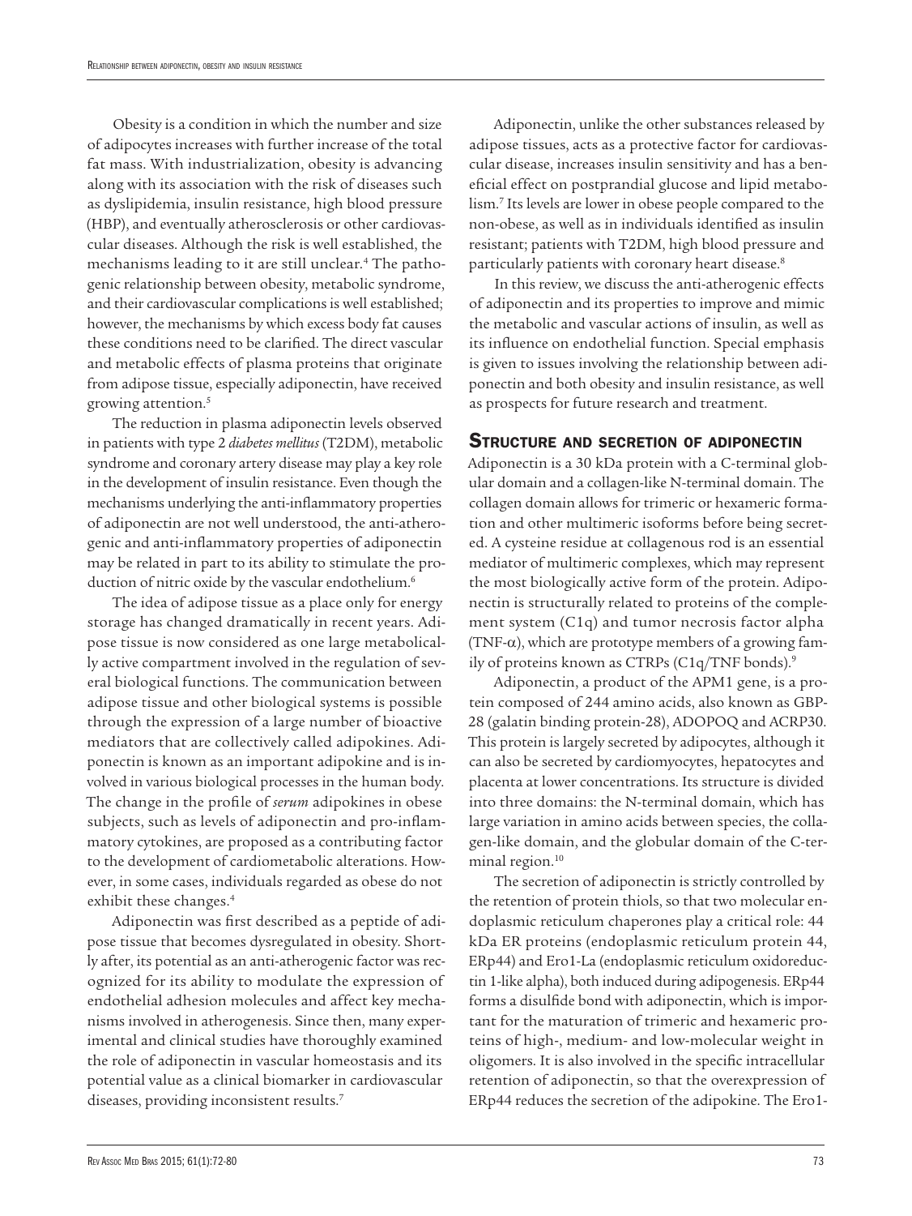Obesity is a condition in which the number and size of adipocytes increases with further increase of the total fat mass. With industrialization, obesity is advancing along with its association with the risk of diseases such as dyslipidemia, insulin resistance, high blood pressure (HBP), and eventually atherosclerosis or other cardiovascular diseases. Although the risk is well established, the mechanisms leading to it are still unclear.[4] The pathogenic relationship between obesity, metabolic syndrome, and their cardiovascular complications is well established; however, the mechanisms by which excess body fat causes these conditions need to be clarified. The direct vascular and metabolic effects of plasma proteins that originate from adipose tissue, especially adiponectin, have received growing attention.[5]

The reduction in plasma adiponectin levels observed in patients with type 2 *diabetes mellitus* (T2DM), metabolic syndrome and coronary artery disease may play a key role in the development of insulin resistance. Even though the mechanisms underlying the anti-inflammatory properties of adiponectin are not well understood, the anti-atherogenic and anti-inflammatory properties of adiponectin may be related in part to its ability to stimulate the production of nitric oxide by the vascular endothelium.[6]

The idea of adipose tissue as a place only for energy storage has changed dramatically in recent years. Adipose tissue is now considered as one large metabolically active compartment involved in the regulation of several biological functions. The communication between adipose tissue and other biological systems is possible through the expression of a large number of bioactive mediators that are collectively called adipokines. Adiponectin is known as an important adipokine and is involved in various biological processes in the human body. The change in the profile of *serum* adipokines in obese subjects, such as levels of adiponectin and pro-inflammatory cytokines, are proposed as a contributing factor to the development of cardiometabolic alterations. However, in some cases, individuals regarded as obese do not exhibit these changes.[4]

Adiponectin was first described as a peptide of adipose tissue that becomes dysregulated in obesity. Shortly after, its potential as an anti-atherogenic factor was recognized for its ability to modulate the expression of endothelial adhesion molecules and affect key mechanisms involved in atherogenesis. Since then, many experimental and clinical studies have thoroughly examined the role of adiponectin in vascular homeostasis and its potential value as a clinical biomarker in cardiovascular diseases, providing inconsistent results.[7]

Adiponectin, unlike the other substances released by adipose tissues, acts as a protective factor for cardiovascular disease, increases insulin sensitivity and has a beneficial effect on postprandial glucose and lipid metabolism.[7] Its levels are lower in obese people compared to the non-obese, as well as in individuals identified as insulin resistant; patients with T2DM, high blood pressure and particularly patients with coronary heart disease.[8]

In this review, we discuss the anti-atherogenic effects of adiponectin and its properties to improve and mimic the metabolic and vascular actions of insulin, as well as its influence on endothelial function. Special emphasis is given to issues involving the relationship between adiponectin and both obesity and insulin resistance, as well as prospects for future research and treatment.

## Structure and secretion of adiponectin

Adiponectin is a 30 kDa protein with a C-terminal globular domain and a collagen-like N-terminal domain. The collagen domain allows for trimeric or hexameric formation and other multimeric isoforms before being secreted. A cysteine residue at collagenous rod is an essential mediator of multimeric complexes, which may represent the most biologically active form of the protein. Adiponectin is structurally related to proteins of the complement system (C1q) and tumor necrosis factor alpha (TNF-α), which are prototype members of a growing family of proteins known as CTRPs (C1q/TNF bonds).[9]

Adiponectin, a product of the APM1 gene, is a protein composed of 244 amino acids, also known as GBP-28 (galatin binding protein-28), ADOPOQ and ACRP30. This protein is largely secreted by adipocytes, although it can also be secreted by cardiomyocytes, hepatocytes and placenta at lower concentrations. Its structure is divided into three domains: the N-terminal domain, which has large variation in amino acids between species, the collagen-like domain, and the globular domain of the C-terminal region.[10]

The secretion of adiponectin is strictly controlled by the retention of protein thiols, so that two molecular endoplasmic reticulum chaperones play a critical role: 44 kDa ER proteins (endoplasmic reticulum protein 44, ERp44) and Ero1-La (endoplasmic reticulum oxidoreductin 1-like alpha), both induced during adipogenesis. ERp44 forms a disulfide bond with adiponectin, which is important for the maturation of trimeric and hexameric proteins of high-, medium- and low-molecular weight in oligomers. It is also involved in the specific intracellular retention of adiponectin, so that the overexpression of ERp44 reduces the secretion of the adipokine. The Ero1-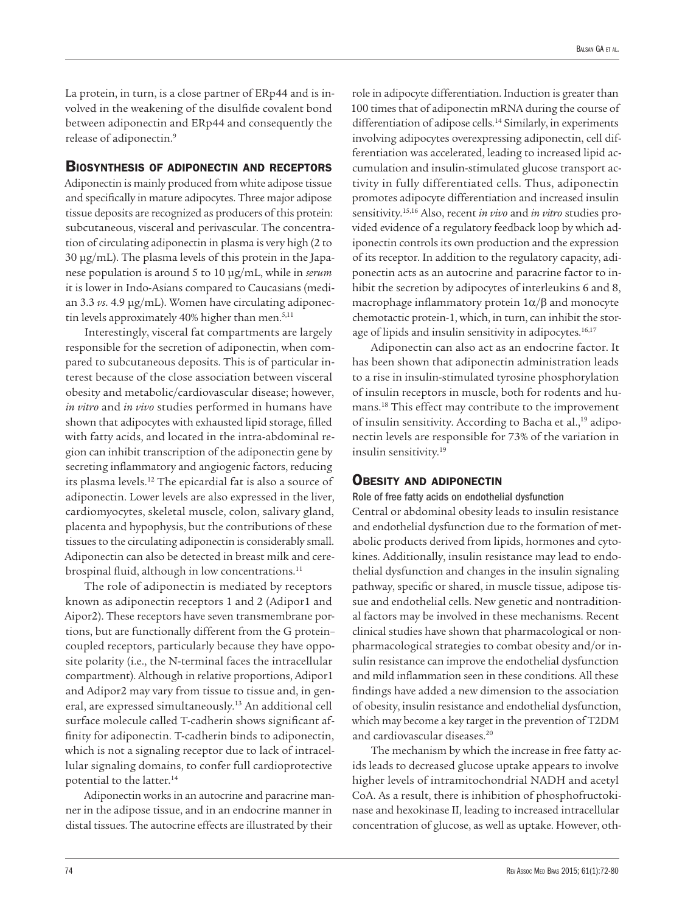La protein, in turn, is a close partner of ERp44 and is involved in the weakening of the disulfide covalent bond between adiponectin and ERp44 and consequently the release of adiponectin.[9]

## Biosynthesis of adiponectin and receptors

Adiponectin is mainly produced from white adipose tissue and specifically in mature adipocytes. Three major adipose tissue deposits are recognized as producers of this protein: subcutaneous, visceral and perivascular. The concentration of circulating adiponectin in plasma is very high (2 to 30 µg/mL). The plasma levels of this protein in the Japanese population is around 5 to 10 µg/mL, while in *serum* it is lower in Indo-Asians compared to Caucasians (median 3.3 *vs.* 4.9 µg/mL). Women have circulating adiponectin levels approximately 40% higher than men.[5,11]

Interestingly, visceral fat compartments are largely responsible for the secretion of adiponectin, when compared to subcutaneous deposits. This is of particular interest because of the close association between visceral obesity and metabolic/cardiovascular disease; however, *in vitro* and *in vivo* studies performed in humans have shown that adipocytes with exhausted lipid storage, filled with fatty acids, and located in the intra-abdominal region can inhibit transcription of the adiponectin gene by secreting inflammatory and angiogenic factors, reducing its plasma levels.[12] The epicardial fat is also a source of adiponectin. Lower levels are also expressed in the liver, cardiomyocytes, skeletal muscle, colon, salivary gland, placenta and hypophysis, but the contributions of these tissues to the circulating adiponectin is considerably small. Adiponectin can also be detected in breast milk and cerebrospinal fluid, although in low concentrations.[11]

The role of adiponectin is mediated by receptors known as adiponectin receptors 1 and 2 (Adipor1 and Aipor2). These receptors have seven transmembrane portions, but are functionally different from the G protein–coupled receptors, particularly because they have opposite polarity (i.e., the N-terminal faces the intracellular compartment). Although in relative proportions, Adipor1 and Adipor2 may vary from tissue to tissue and, in general, are expressed simultaneously.[13] An additional cell surface molecule called T-cadherin shows significant affinity for adiponectin. T-cadherin binds to adiponectin, which is not a signaling receptor due to lack of intracellular signaling domains, to confer full cardioprotective potential to the latter.[14]

Adiponectin works in an autocrine and paracrine manner in the adipose tissue, and in an endocrine manner in distal tissues. The autocrine effects are illustrated by their role in adipocyte differentiation. Induction is greater than 100 times that of adiponectin mRNA during the course of differentiation of adipose cells.[14] Similarly, in experiments involving adipocytes overexpressing adiponectin, cell differentiation was accelerated, leading to increased lipid accumulation and insulin-stimulated glucose transport activity in fully differentiated cells. Thus, adiponectin promotes adipocyte differentiation and increased insulin sensitivity.[15,16] Also, recent *in vivo* and *in vitro* studies provided evidence of a regulatory feedback loop by which adiponectin controls its own production and the expression of its receptor. In addition to the regulatory capacity, adiponectin acts as an autocrine and paracrine factor to inhibit the secretion by adipocytes of interleukins 6 and 8, macrophage inflammatory protein 1α/β and monocyte chemotactic protein-1, which, in turn, can inhibit the storage of lipids and insulin sensitivity in adipocytes.[16,17]

Adiponectin can also act as an endocrine factor. It has been shown that adiponectin administration leads to a rise in insulin-stimulated tyrosine phosphorylation of insulin receptors in muscle, both for rodents and humans.[18] This effect may contribute to the improvement of insulin sensitivity. According to Bacha et al.,[19] adiponectin levels are responsible for 73% of the variation in insulin sensitivity.[19]

## Obesity and adiponectin

### Role of free fatty acids on endothelial dysfunction

Central or abdominal obesity leads to insulin resistance and endothelial dysfunction due to the formation of metabolic products derived from lipids, hormones and cytokines. Additionally, insulin resistance may lead to endothelial dysfunction and changes in the insulin signaling pathway, specific or shared, in muscle tissue, adipose tissue and endothelial cells. New genetic and nontraditional factors may be involved in these mechanisms. Recent clinical studies have shown that pharmacological or nonpharmacological strategies to combat obesity and/or insulin resistance can improve the endothelial dysfunction and mild inflammation seen in these conditions. All these findings have added a new dimension to the association of obesity, insulin resistance and endothelial dysfunction, which may become a key target in the prevention of T2DM and cardiovascular diseases.[20]

The mechanism by which the increase in free fatty acids leads to decreased glucose uptake appears to involve higher levels of intramitochondrial NADH and acetyl CoA. As a result, there is inhibition of phosphofructokinase and hexokinase II, leading to increased intracellular concentration of glucose, as well as uptake. However, oth-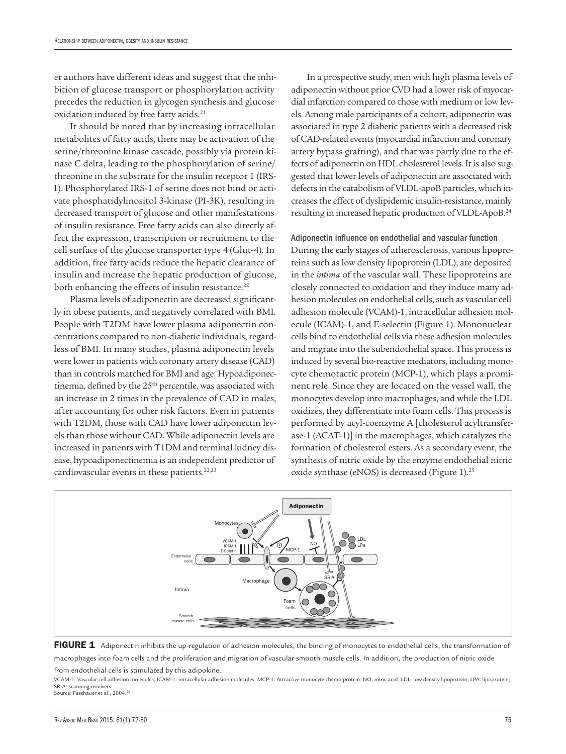er authors have different ideas and suggest that the inhibition of glucose transport or phosphorylation activity precedes the reduction in glycogen synthesis and glucose oxidation induced by free fatty acids.[21]

It should be noted that by increasing intracellular metabolites of fatty acids, there may be activation of the serine/threonine kinase cascade, possibly via protein kinase C delta, leading to the phosphorylation of serine/threonine in the substrate for the insulin receptor 1 (IRS-1). Phosphorylated IRS-1 of serine does not bind or activate phosphatidylinositol 3-kinase (PI-3K), resulting in decreased transport of glucose and other manifestations of insulin resistance. Free fatty acids can also directly affect the expression, transcription or recruitment to the cell surface of the glucose transporter type 4 (Glut-4). In addition, free fatty acids reduce the hepatic clearance of insulin and increase the hepatic production of glucose, both enhancing the effects of insulin resistance.[22]

Plasma levels of adiponectin are decreased significantly in obese patients, and negatively correlated with BMI. People with T2DM have lower plasma adiponectin concentrations compared to non-diabetic individuals, regardless of BMI. In many studies, plasma adiponectin levels were lower in patients with coronary artery disease (CAD) than in controls matched for BMI and age. Hypoadiponectinemia, defined by the 25[th] percentile, was associated with an increase in 2 times in the prevalence of CAD in males, after accounting for other risk factors. Even in patients with T2DM, those with CAD have lower adiponectin levels than those without CAD. While adiponectin levels are increased in patients with T1DM and terminal kidney disease, hypoadiponectinemia is an independent predictor of cardiovascular events in these patients.[22,23]

In a prospective study, men with high plasma levels of adiponectin without prior CVD had a lower risk of myocardial infarction compared to those with medium or low levels. Among male participants of a cohort, adiponectin was associated in type 2 diabetic patients with a decreased risk of CAD-related events (myocardial infarction and coronary artery bypass grafting), and that was partly due to the effects of adiponectin on HDL cholesterol levels. It is also suggested that lower levels of adiponectin are associated with defects in the catabolism of VLDL-apoB particles, which increases the effect of dyslipidemic insulin-resistance, mainly resulting in increased hepatic production of VLDL-ApoB.[24]

### Adiponectin influence on endothelial and vascular function

During the early stages of atherosclerosis, various lipoproteins such as low density lipoprotein (LDL), are deposited in the *intima* of the vascular wall. These lipoproteins are closely connected to oxidation and they induce many adhesion molecules on endothelial cells, such as vascular cell adhesion molecule (VCAM)-1, intracellular adhesion molecule (ICAM)-1, and E-selectin (Figure 1). Mononuclear cells bind to endothelial cells via these adhesion molecules and migrate into the subendothelial space. This process is induced by several bio-reactive mediators, including monocyte chemotactic protein (MCP-1), which plays a prominent role. Since they are located on the vessel wall, the monocytes develop into macrophages, and while the LDL oxidizes, they differentiate into foam cells. This process is performed by acyl-coenzyme A [cholesterol acyltransferase-1 (ACAT-1)] in the macrophages, which catalyzes the formation of cholesterol esters. As a secondary event, the synthesis of nitric oxide by the enzyme endothelial nitric oxide synthase (eNOS) is decreased (Figure 1).[25]

**FIGURE 1** Adiponectin inhibits the up-regulation of adhesion molecules, the binding of monocytes to endothelial cells, the transformation of macrophages into foam cells and the proliferation and migration of vascular smooth muscle cells. In addition, the production of nitric oxide from endothelial cells is stimulated by this adipokine.

VCAM-1: Vascular cell adhesion molecules; ICAM-1: intracellular adhesion molecules. MCP-1: Attractive monocyte chemo protein; NO: nitric acid; LDL: low density lipoprotein; LPA: lipoprotein; SR-A: scanning receivers.
Source: Fasshauer et al., 2004.[25]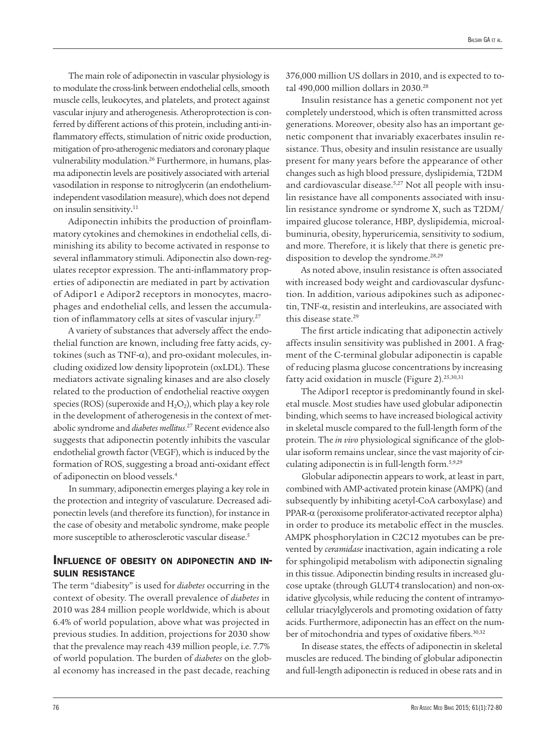The main role of adiponectin in vascular physiology is to modulate the cross-link between endothelial cells, smooth muscle cells, leukocytes, and platelets, and protect against vascular injury and atherogenesis. Atheroprotection is conferred by different actions of this protein, including anti-inflammatory effects, stimulation of nitric oxide production, mitigation of pro-atherogenic mediators and coronary plaque vulnerability modulation.[26] Furthermore, in humans, plasma adiponectin levels are positively associated with arterial vasodilation in response to nitroglycerin (an endothelium-independent vasodilation measure), which does not depend on insulin sensitivity.[11]

Adiponectin inhibits the production of proinflammatory cytokines and chemokines in endothelial cells, diminishing its ability to become activated in response to several inflammatory stimuli. Adiponectin also down-regulates receptor expression. The anti-inflammatory properties of adiponectin are mediated in part by activation of Adipor1 e Adipor2 receptors in monocytes, macrophages and endothelial cells, and lessen the accumulation of inflammatory cells at sites of vascular injury.[27]

A variety of substances that adversely affect the endothelial function are known, including free fatty acids, cytokines (such as TNF-$\alpha$), and pro-oxidant molecules, including oxidized low density lipoprotein (oxLDL). These mediators activate signaling kinases and are also closely related to the production of endothelial reactive oxygen species (ROS) (superoxide and $H_2O_2$), which play a key role in the development of atherogenesis in the context of metabolic syndrome and *diabetes mellitus*.[27] Recent evidence also suggests that adiponectin potently inhibits the vascular endothelial growth factor (VEGF), which is induced by the formation of ROS, suggesting a broad anti-oxidant effect of adiponectin on blood vessels.[4]

In summary, adiponectin emerges playing a key role in the protection and integrity of vasculature. Decreased adiponectin levels (and therefore its function), for instance in the case of obesity and metabolic syndrome, make people more susceptible to atherosclerotic vascular disease.[5]

## Influence of obesity on adiponectin and insulin resistance

The term "diabesity" is used for *diabetes* occurring in the context of obesity. The overall prevalence of *diabetes* in 2010 was 284 million people worldwide, which is about 6.4% of world population, above what was projected in previous studies. In addition, projections for 2030 show that the prevalence may reach 439 million people, i.e. 7.7% of world population. The burden of *diabetes* on the global economy has increased in the past decade, reaching 376,000 million US dollars in 2010, and is expected to total 490,000 million dollars in 2030.[28]

Insulin resistance has a genetic component not yet completely understood, which is often transmitted across generations. Moreover, obesity also has an important genetic component that invariably exacerbates insulin resistance. Thus, obesity and insulin resistance are usually present for many years before the appearance of other changes such as high blood pressure, dyslipidemia, T2DM and cardiovascular disease.[5,27] Not all people with insulin resistance have all components associated with insulin resistance syndrome or syndrome X, such as T2DM/impaired glucose tolerance, HBP, dyslipidemia, microalbuminuria, obesity, hyperuricemia, sensitivity to sodium, and more. Therefore, it is likely that there is genetic predisposition to develop the syndrome.[28,29]

As noted above, insulin resistance is often associated with increased body weight and cardiovascular dysfunction. In addition, various adipokines such as adiponectin, TNF-$\alpha$, resistin and interleukins, are associated with this disease state.[29]

The first article indicating that adiponectin actively affects insulin sensitivity was published in 2001. A fragment of the C-terminal globular adiponectin is capable of reducing plasma glucose concentrations by increasing fatty acid oxidation in muscle (Figure 2).[25,30,31]

The Adipor1 receptor is predominantly found in skeletal muscle. Most studies have used globular adiponectin binding, which seems to have increased biological activity in skeletal muscle compared to the full-length form of the protein. The *in vivo* physiological significance of the globular isoform remains unclear, since the vast majority of circulating adiponectin is in full-length form.[5,9,29]

Globular adiponectin appears to work, at least in part, combined with AMP-activated protein kinase (AMPK) (and subsequently by inhibiting acetyl-CoA carboxylase) and PPAR-$\alpha$ (peroxisome proliferator-activated receptor alpha) in order to produce its metabolic effect in the muscles. AMPK phosphorylation in C2C12 myotubes can be prevented by *ceramidase* inactivation, again indicating a role for sphingolipid metabolism with adiponectin signaling in this tissue. Adiponectin binding results in increased glucose uptake (through GLUT4 translocation) and non-oxidative glycolysis, while reducing the content of intramyocellular triacylglycerols and promoting oxidation of fatty acids. Furthermore, adiponectin has an effect on the number of mitochondria and types of oxidative fibers.[30,32]

In disease states, the effects of adiponectin in skeletal muscles are reduced. The binding of globular adiponectin and full-length adiponectin is reduced in obese rats and in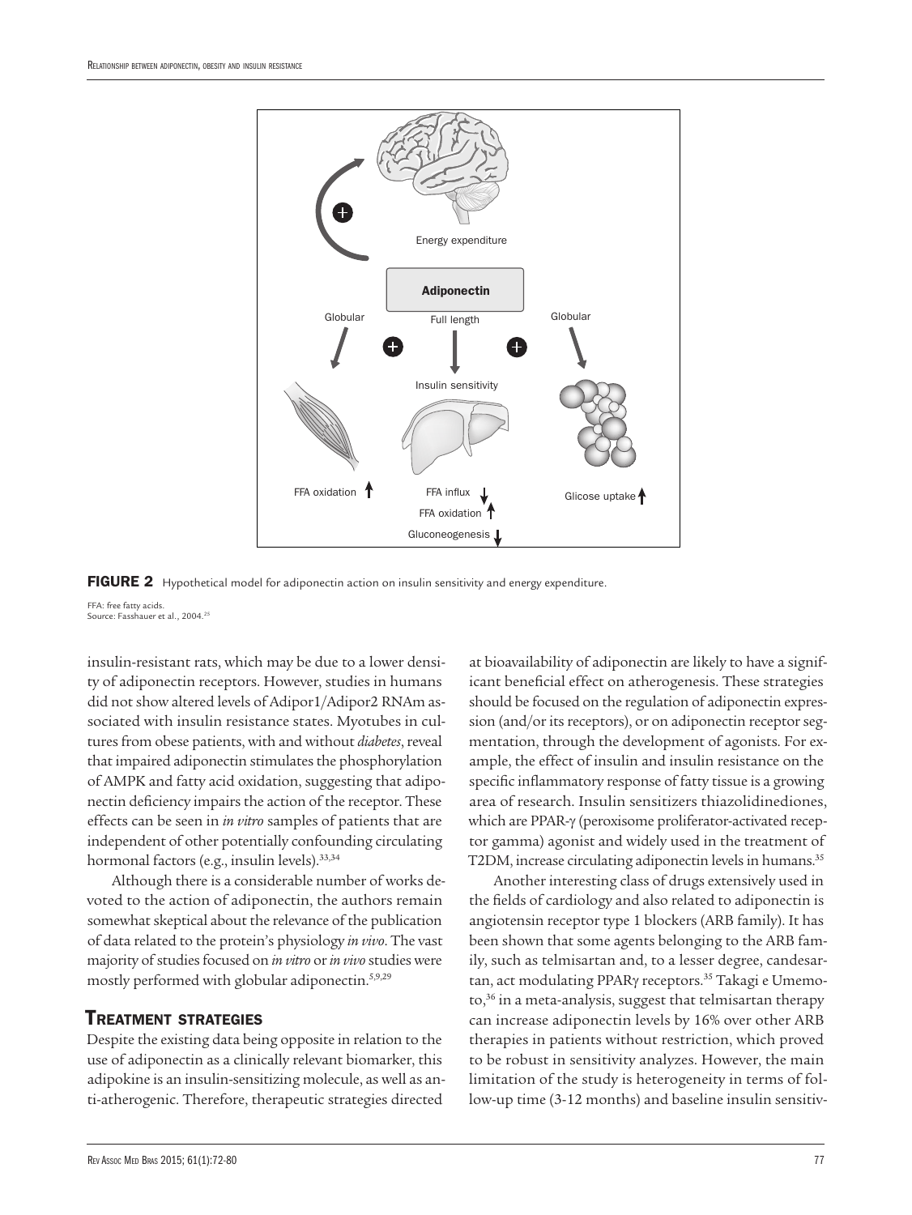**FIGURE 2** Hypothetical model for adiponectin action on insulin sensitivity and energy expenditure.

FFA: free fatty acids.
Source: Fasshauer et al., 2004.[25]

insulin-resistant rats, which may be due to a lower density of adiponectin receptors. However, studies in humans did not show altered levels of Adipor1/Adipor2 RNAm associated with insulin resistance states. Myotubes in cultures from obese patients, with and without *diabetes*, reveal that impaired adiponectin stimulates the phosphorylation of AMPK and fatty acid oxidation, suggesting that adiponectin deficiency impairs the action of the receptor. These effects can be seen in *in vitro* samples of patients that are independent of other potentially confounding circulating hormonal factors (e.g., insulin levels).[33,34]

Although there is a considerable number of works devoted to the action of adiponectin, the authors remain somewhat skeptical about the relevance of the publication of data related to the protein's physiology *in vivo*. The vast majority of studies focused on *in vitro* or *in vivo* studies were mostly performed with globular adiponectin.[5,9,29]

## Treatment strategies

Despite the existing data being opposite in relation to the use of adiponectin as a clinically relevant biomarker, this adipokine is an insulin-sensitizing molecule, as well as anti-atherogenic. Therefore, therapeutic strategies directed at bioavailability of adiponectin are likely to have a significant beneficial effect on atherogenesis. These strategies should be focused on the regulation of adiponectin expression (and/or its receptors), or on adiponectin receptor segmentation, through the development of agonists. For example, the effect of insulin and insulin resistance on the specific inflammatory response of fatty tissue is a growing area of research. Insulin sensitizers thiazolidinediones, which are PPAR-γ (peroxisome proliferator-activated receptor gamma) agonist and widely used in the treatment of T2DM, increase circulating adiponectin levels in humans.[35]

Another interesting class of drugs extensively used in the fields of cardiology and also related to adiponectin is angiotensin receptor type 1 blockers (ARB family). It has been shown that some agents belonging to the ARB family, such as telmisartan and, to a lesser degree, candesartan, act modulating PPARγ receptors.[35] Takagi e Umemoto,[36] in a meta-analysis, suggest that telmisartan therapy can increase adiponectin levels by 16% over other ARB therapies in patients without restriction, which proved to be robust in sensitivity analyzes. However, the main limitation of the study is heterogeneity in terms of follow-up time (3-12 months) and baseline insulin sensitiv-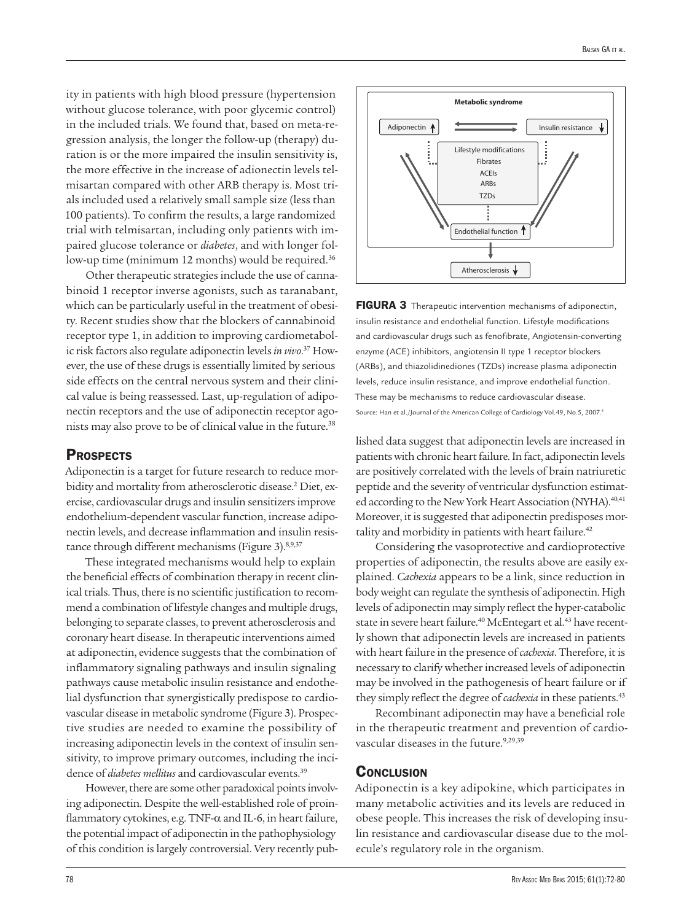ity in patients with high blood pressure (hypertension without glucose tolerance, with poor glycemic control) in the included trials. We found that, based on meta-regression analysis, the longer the follow-up (therapy) duration is or the more impaired the insulin sensitivity is, the more effective in the increase of adionectin levels telmisartan compared with other ARB therapy is. Most trials included used a relatively small sample size (less than 100 patients). To confirm the results, a large randomized trial with telmisartan, including only patients with impaired glucose tolerance or *diabetes*, and with longer follow-up time (minimum 12 months) would be required.[36]

Other therapeutic strategies include the use of cannabinoid 1 receptor inverse agonists, such as taranabant, which can be particularly useful in the treatment of obesity. Recent studies show that the blockers of cannabinoid receptor type 1, in addition to improving cardiometabolic risk factors also regulate adiponectin levels *in vivo*.[37] However, the use of these drugs is essentially limited by serious side effects on the central nervous system and their clinical value is being reassessed. Last, up-regulation of adiponectin receptors and the use of adiponectin receptor agonists may also prove to be of clinical value in the future.[38]

## Prospects

Adiponectin is a target for future research to reduce morbidity and mortality from atherosclerotic disease.[2] Diet, exercise, cardiovascular drugs and insulin sensitizers improve endothelium-dependent vascular function, increase adiponectin levels, and decrease inflammation and insulin resistance through different mechanisms (Figure 3).[8,9,37]

These integrated mechanisms would help to explain the beneficial effects of combination therapy in recent clinical trials. Thus, there is no scientific justification to recommend a combination of lifestyle changes and multiple drugs, belonging to separate classes, to prevent atherosclerosis and coronary heart disease. In therapeutic interventions aimed at adiponectin, evidence suggests that the combination of inflammatory signaling pathways and insulin signaling pathways cause metabolic insulin resistance and endothelial dysfunction that synergistically predispose to cardiovascular disease in metabolic syndrome (Figure 3). Prospective studies are needed to examine the possibility of increasing adiponectin levels in the context of insulin sensitivity, to improve primary outcomes, including the incidence of *diabetes mellitus* and cardiovascular events.[39]

However, there are some other paradoxical points involving adiponectin. Despite the well-established role of proinflammatory cytokines, e.g. TNF-$\alpha$ and IL-6, in heart failure, the potential impact of adiponectin in the pathophysiology of this condition is largely controversial. Very recently published data suggest that adiponectin levels are increased in patients with chronic heart failure. In fact, adiponectin levels are positively correlated with the levels of brain natriuretic peptide and the severity of ventricular dysfunction estimated according to the New York Heart Association (NYHA).[40,41] Moreover, it is suggested that adiponectin predisposes mortality and morbidity in patients with heart failure.[42]

Metabolic syndrome

Adiponectin ↑ ⇄ Insulin resistance ↓

Lifestyle modifications
Fibrates
ACEIs
ARBs
TZDs

Endothelial function ↑

Atherosclerosis ↓

**FIGURA 3** Therapeutic intervention mechanisms of adiponectin, insulin resistance and endothelial function. Lifestyle modifications and cardiovascular drugs such as fenofibrate, Angiotensin-converting enzyme (ACE) inhibitors, angiotensin II type 1 receptor blockers (ARBs), and thiazolidinediones (TZDs) increase plasma adiponectin levels, reduce insulin resistance, and improve endothelial function. These may be mechanisms to reduce cardiovascular disease.
Source: Han et al./Journal of the American College of Cardiology Vol.49, No.5, 2007.[5]

Considering the vasoprotective and cardioprotective properties of adiponectin, the results above are easily explained. *Cachexia* appears to be a link, since reduction in body weight can regulate the synthesis of adiponectin. High levels of adiponectin may simply reflect the hyper-catabolic state in severe heart failure.[40] McEntegart et al.[43] have recently shown that adiponectin levels are increased in patients with heart failure in the presence of *cachexia*. Therefore, it is necessary to clarify whether increased levels of adiponectin may be involved in the pathogenesis of heart failure or if they simply reflect the degree of *cachexia* in these patients.[43]

Recombinant adiponectin may have a beneficial role in the therapeutic treatment and prevention of cardiovascular diseases in the future.[9,29,39]

## Conclusion

Adiponectin is a key adipokine, which participates in many metabolic activities and its levels are reduced in obese people. This increases the risk of developing insulin resistance and cardiovascular disease due to the molecule's regulatory role in the organism.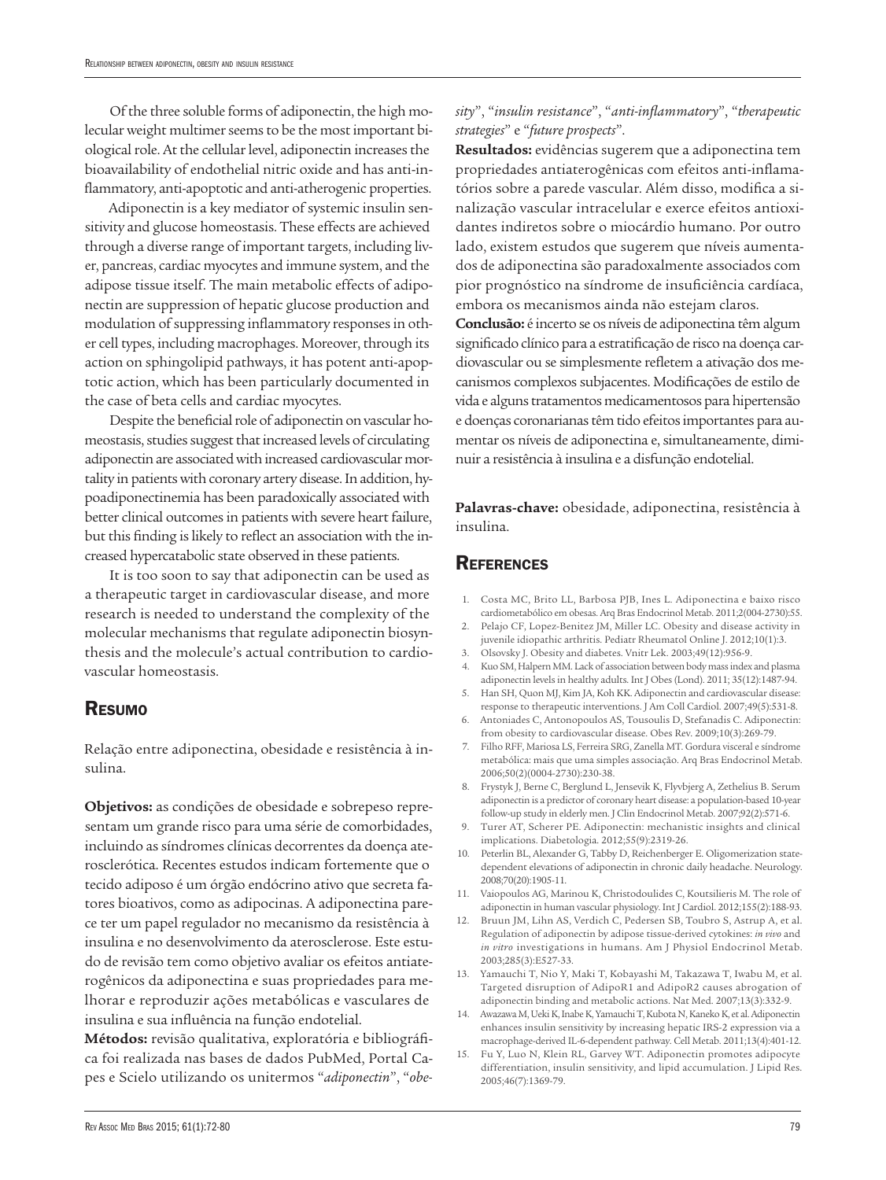Of the three soluble forms of adiponectin, the high molecular weight multimer seems to be the most important biological role. At the cellular level, adiponectin increases the bioavailability of endothelial nitric oxide and has anti-inflammatory, anti-apoptotic and anti-atherogenic properties.

Adiponectin is a key mediator of systemic insulin sensitivity and glucose homeostasis. These effects are achieved through a diverse range of important targets, including liver, pancreas, cardiac myocytes and immune system, and the adipose tissue itself. The main metabolic effects of adiponectin are suppression of hepatic glucose production and modulation of suppressing inflammatory responses in other cell types, including macrophages. Moreover, through its action on sphingolipid pathways, it has potent anti-apoptotic action, which has been particularly documented in the case of beta cells and cardiac myocytes.

Despite the beneficial role of adiponectin on vascular homeostasis, studies suggest that increased levels of circulating adiponectin are associated with increased cardiovascular mortality in patients with coronary artery disease. In addition, hypoadiponectinemia has been paradoxically associated with better clinical outcomes in patients with severe heart failure, but this finding is likely to reflect an association with the increased hypercatabolic state observed in these patients.

It is too soon to say that adiponectin can be used as a therapeutic target in cardiovascular disease, and more research is needed to understand the complexity of the molecular mechanisms that regulate adiponectin biosynthesis and the molecule's actual contribution to cardiovascular homeostasis.

## Resumo

Relação entre adiponectina, obesidade e resistência à insulina.

**Objetivos:** as condições de obesidade e sobrepeso representam um grande risco para uma série de comorbidades, incluindo as síndromes clínicas decorrentes da doença aterosclerótica. Recentes estudos indicam fortemente que o tecido adiposo é um órgão endócrino ativo que secreta fatores bioativos, como as adipocinas. A adiponectina parece ter um papel regulador no mecanismo da resistência à insulina e no desenvolvimento da aterosclerose. Este estudo de revisão tem como objetivo avaliar os efeitos antiaterogênicos da adiponectina e suas propriedades para melhorar e reproduzir ações metabólicas e vasculares de insulina e sua influência na função endotelial.

**Métodos:** revisão qualitativa, exploratória e bibliográfica foi realizada nas bases de dados PubMed, Portal Capes e Scielo utilizando os unitermos "*adiponectin*", "*obesity*", "*insulin resistance*", "*anti-inflammatory*", "*therapeutic strategies*" e "*future prospects*".

**Resultados:** evidências sugerem que a adiponectina tem propriedades antiaterogênicas com efeitos anti-inflamatórios sobre a parede vascular. Além disso, modifica a sinalização vascular intracelular e exerce efeitos antioxidantes indiretos sobre o miocárdio humano. Por outro lado, existem estudos que sugerem que níveis aumentados de adiponectina são paradoxalmente associados com pior prognóstico na síndrome de insuficiência cardíaca, embora os mecanismos ainda não estejam claros.

**Conclusão:** é incerto se os níveis de adiponectina têm algum significado clínico para a estratificação de risco na doença cardiovascular ou se simplesmente refletem a ativação dos mecanismos complexos subjacentes. Modificações de estilo de vida e alguns tratamentos medicamentosos para hipertensão e doenças coronarianas têm tido efeitos importantes para aumentar os níveis de adiponectina e, simultaneamente, diminuir a resistência à insulina e a disfunção endotelial.

**Palavras-chave:** obesidade, adiponectina, resistência à insulina.

## References

1. Costa MC, Brito LL, Barbosa PJB, Ines L. Adiponectina e baixo risco cardiometabólico em obesas. Arq Bras Endocrinol Metab. 2011;2(004-2730):55.
2. Pelajo CF, Lopez-Benitez JM, Miller LC. Obesity and disease activity in juvenile idiopathic arthritis. Pediatr Rheumatol Online J. 2012;10(1):3.
3. Olsovsky J. Obesity and diabetes. Vnitr Lek. 2003;49(12):956-9.
4. Kuo SM, Halpern MM. Lack of association between body mass index and plasma adiponectin levels in healthy adults. Int J Obes (Lond). 2011; 35(12):1487-94.
5. Han SH, Quon MJ, Kim JA, Koh KK. Adiponectin and cardiovascular disease: response to therapeutic interventions. J Am Coll Cardiol. 2007;49(5):531-8.
6. Antoniades C, Antonopoulos AS, Tousoulis D, Stefanadis C. Adiponectin: from obesity to cardiovascular disease. Obes Rev. 2009;10(3):269-79.
7. Filho RFF, Mariosa LS, Ferreira SRG, Zanella MT. Gordura visceral e síndrome metabólica: mais que uma simples associação. Arq Bras Endocrinol Metab. 2006;50(2)(0004-2730):230-38.
8. Frystyk J, Berne C, Berglund L, Jensevik K, Flyvbjerg A, Zethelius B. Serum adiponectin is a predictor of coronary heart disease: a population-based 10-year follow-up study in elderly men. J Clin Endocrinol Metab. 2007;92(2):571-6.
9. Turer AT, Scherer PE. Adiponectin: mechanistic insights and clinical implications. Diabetologia. 2012;55(9):2319-26.
10. Peterlin BL, Alexander G, Tabby D, Reichenberger E. Oligomerization state-dependent elevations of adiponectin in chronic daily headache. Neurology. 2008;70(20):1905-11.
11. Vaiopoulos AG, Marinou K, Christodoulides C, Koutsilieris M. The role of adiponectin in human vascular physiology. Int J Cardiol. 2012;155(2):188-93.
12. Bruun JM, Lihn AS, Verdich C, Pedersen SB, Toubro S, Astrup A, et al. Regulation of adiponectin by adipose tissue-derived cytokines: *in vivo* and *in vitro* investigations in humans. Am J Physiol Endocrinol Metab. 2003;285(3):E527-33.
13. Yamauchi T, Nio Y, Maki T, Kobayashi M, Takazawa T, Iwabu M, et al. Targeted disruption of AdipoR1 and AdipoR2 causes abrogation of adiponectin binding and metabolic actions. Nat Med. 2007;13(3):332-9.
14. Awazawa M, Ueki K, Inabe K, Yamauchi T, Kubota N, Kaneko K, et al. Adiponectin enhances insulin sensitivity by increasing hepatic IRS-2 expression via a macrophage-derived IL-6-dependent pathway. Cell Metab. 2011;13(4):401-12.
15. Fu Y, Luo N, Klein RL, Garvey WT. Adiponectin promotes adipocyte differentiation, insulin sensitivity, and lipid accumulation. J Lipid Res. 2005;46(7):1369-79.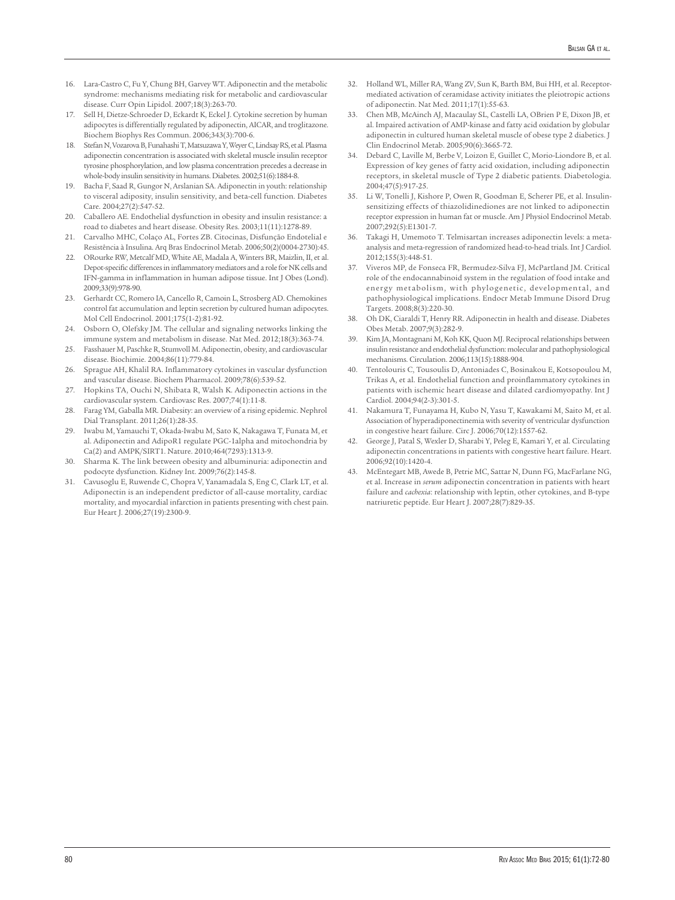16. Lara-Castro C, Fu Y, Chung BH, Garvey WT. Adiponectin and the metabolic syndrome: mechanisms mediating risk for metabolic and cardiovascular disease. Curr Opin Lipidol. 2007;18(3):263-70.
17. Sell H, Dietze-Schroeder D, Eckardt K, Eckel J. Cytokine secretion by human adipocytes is differentially regulated by adiponectin, AICAR, and troglitazone. Biochem Biophys Res Commun. 2006;343(3):700-6.
18. Stefan N, Vozarova B, Funahashi T, Matsuzawa Y, Weyer C, Lindsay RS, et al. Plasma adiponectin concentration is associated with skeletal muscle insulin receptor tyrosine phosphorylation, and low plasma concentration precedes a decrease in whole-body insulin sensitivity in humans. Diabetes. 2002;51(6):1884-8.
19. Bacha F, Saad R, Gungor N, Arslanian SA. Adiponectin in youth: relationship to visceral adiposity, insulin sensitivity, and beta-cell function. Diabetes Care. 2004;27(2):547-52.
20. Caballero AE. Endothelial dysfunction in obesity and insulin resistance: a road to diabetes and heart disease. Obesity Res. 2003;11(11):1278-89.
21. Carvalho MHC, Colaço AL, Fortes ZB. Citocinas, Disfunção Endotelial e Resistência à Insulina. Arq Bras Endocrinol Metab. 2006;50(2)(0004-2730):45.
22. ORourke RW, Metcalf MD, White AE, Madala A, Winters BR, Maizlin, II, et al. Depot-specific differences in inflammatory mediators and a role for NK cells and IFN-gamma in inflammation in human adipose tissue. Int J Obes (Lond). 2009;33(9):978-90.
23. Gerhardt CC, Romero IA, Cancello R, Camoin L, Strosberg AD. Chemokines control fat accumulation and leptin secretion by cultured human adipocytes. Mol Cell Endocrinol. 2001;175(1-2):81-92.
24. Osborn O, Olefsky JM. The cellular and signaling networks linking the immune system and metabolism in disease. Nat Med. 2012;18(3):363-74.
25. Fasshauer M, Paschke R, Stumvoll M. Adiponectin, obesity, and cardiovascular disease. Biochimie. 2004;86(11):779-84.
26. Sprague AH, Khalil RA. Inflammatory cytokines in vascular dysfunction and vascular disease. Biochem Pharmacol. 2009;78(6):539-52.
27. Hopkins TA, Ouchi N, Shibata R, Walsh K. Adiponectin actions in the cardiovascular system. Cardiovasc Res. 2007;74(1):11-8.
28. Farag YM, Gaballa MR. Diabesity: an overview of a rising epidemic. Nephrol Dial Transplant. 2011;26(1):28-35.
29. Iwabu M, Yamauchi T, Okada-Iwabu M, Sato K, Nakagawa T, Funata M, et al. Adiponectin and AdipoR1 regulate PGC-1alpha and mitochondria by Ca(2) and AMPK/SIRT1. Nature. 2010;464(7293):1313-9.
30. Sharma K. The link between obesity and albuminuria: adiponectin and podocyte dysfunction. Kidney Int. 2009;76(2):145-8.
31. Cavusoglu E, Ruwende C, Chopra V, Yanamadala S, Eng C, Clark LT, et al. Adiponectin is an independent predictor of all-cause mortality, cardiac mortality, and myocardial infarction in patients presenting with chest pain. Eur Heart J. 2006;27(19):2300-9.
32. Holland WL, Miller RA, Wang ZV, Sun K, Barth BM, Bui HH, et al. Receptor-mediated activation of ceramidase activity initiates the pleiotropic actions of adiponectin. Nat Med. 2011;17(1):55-63.
33. Chen MB, McAinch AJ, Macaulay SL, Castelli LA, OBrien P E, Dixon JB, et al. Impaired activation of AMP-kinase and fatty acid oxidation by globular adiponectin in cultured human skeletal muscle of obese type 2 diabetics. J Clin Endocrinol Metab. 2005;90(6):3665-72.
34. Debard C, Laville M, Berbe V, Loizon E, Guillet C, Morio-Liondore B, et al. Expression of key genes of fatty acid oxidation, including adiponectin receptors, in skeletal muscle of Type 2 diabetic patients. Diabetologia. 2004;47(5):917-25.
35. Li W, Tonelli J, Kishore P, Owen R, Goodman E, Scherer PE, et al. Insulin-sensitizing effects of thiazolidinediones are not linked to adiponectin receptor expression in human fat or muscle. Am J Physiol Endocrinol Metab. 2007;292(5):E1301-7.
36. Takagi H, Umemoto T. Telmisartan increases adiponectin levels: a meta-analysis and meta-regression of randomized head-to-head trials. Int J Cardiol. 2012;155(3):448-51.
37. Viveros MP, de Fonseca FR, Bermudez-Silva FJ, McPartland JM. Critical role of the endocannabinoid system in the regulation of food intake and energy metabolism, with phylogenetic, developmental, and pathophysiological implications. Endocr Metab Immune Disord Drug Targets. 2008;8(3):220-30.
38. Oh DK, Ciaraldi T, Henry RR. Adiponectin in health and disease. Diabetes Obes Metab. 2007;9(3):282-9.
39. Kim JA, Montagnani M, Koh KK, Quon MJ. Reciprocal relationships between insulin resistance and endothelial dysfunction: molecular and pathophysiological mechanisms. Circulation. 2006;113(15):1888-904.
40. Tentolouris C, Tousoulis D, Antoniades C, Bosinakou E, Kotsopoulou M, Trikas A, et al. Endothelial function and proinflammatory cytokines in patients with ischemic heart disease and dilated cardiomyopathy. Int J Cardiol. 2004;94(2-3):301-5.
41. Nakamura T, Funayama H, Kubo N, Yasu T, Kawakami M, Saito M, et al. Association of hyperadiponectinemia with severity of ventricular dysfunction in congestive heart failure. Circ J. 2006;70(12):1557-62.
42. George J, Patal S, Wexler D, Sharabi Y, Peleg E, Kamari Y, et al. Circulating adiponectin concentrations in patients with congestive heart failure. Heart. 2006;92(10):1420-4.
43. McEntegart MB, Awede B, Petrie MC, Sattar N, Dunn FG, MacFarlane NG, et al. Increase in *serum* adiponectin concentration in patients with heart failure and *cachexia*: relationship with leptin, other cytokines, and B-type natriuretic peptide. Eur Heart J. 2007;28(7):829-35.